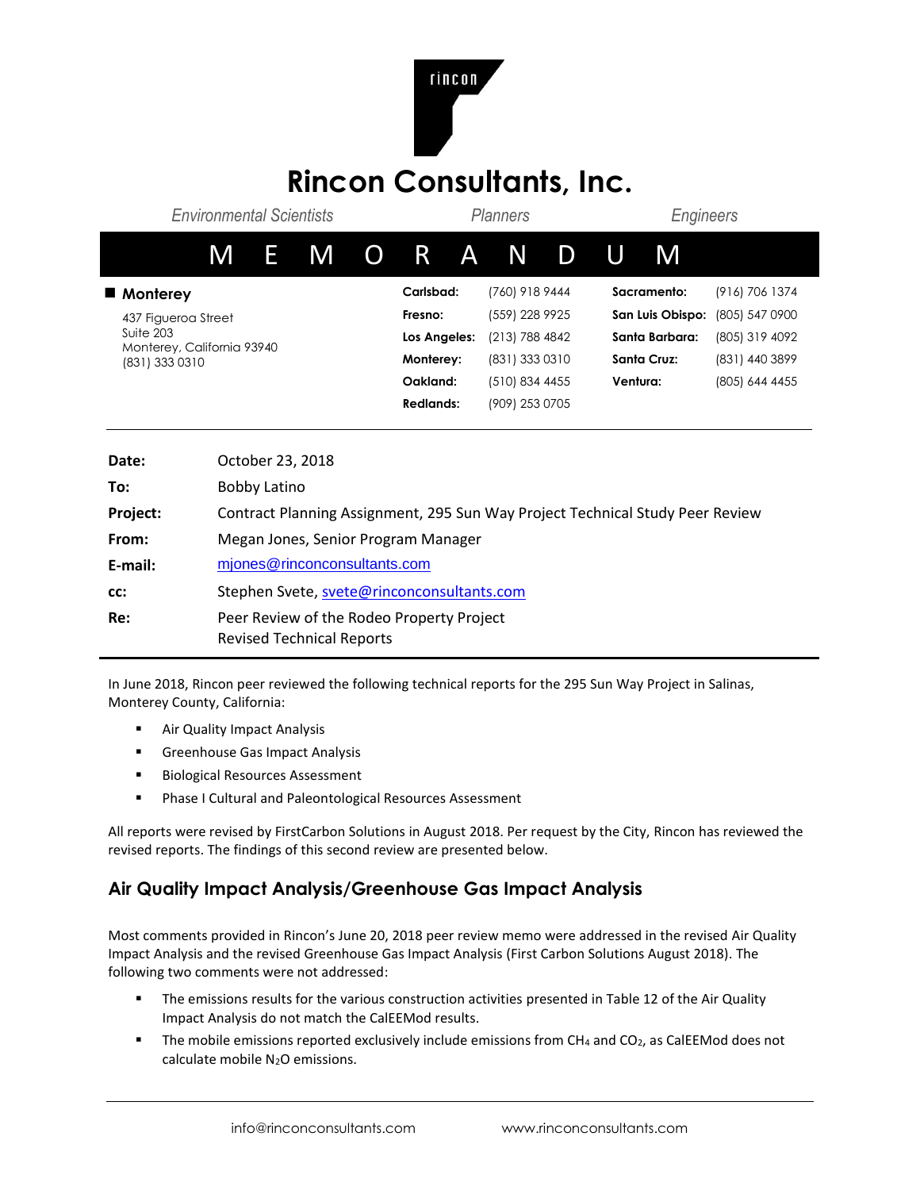# Rincon Consultants, Inc.

*Environmental Scientists* *Planners* *Engineers*

# M E M O R A N D U M

**Monterey**

437 Figueroa Street
Suite 203
Monterey, California 93940
(831) 333 0310

| | | | |
|---|---|---|---|
| **Carlsbad:** | (760) 918 9444 | **Sacramento:** | (916) 706 1374 |
| **Fresno:** | (559) 228 9925 | **San Luis Obispo:** | (805) 547 0900 |
| **Los Angeles:** | (213) 788 4842 | **Santa Barbara:** | (805) 319 4092 |
| **Monterey:** | (831) 333 0310 | **Santa Cruz:** | (831) 440 3899 |
| **Oakland:** | (510) 834 4455 | **Ventura:** | (805) 644 4455 |
| **Redlands:** | (909) 253 0705 | | |

| | |
|---|---|
| **Date:** | October 23, 2018 |
| **To:** | Bobby Latino |
| **Project:** | Contract Planning Assignment, 295 Sun Way Project Technical Study Peer Review |
| **From:** | Megan Jones, Senior Program Manager |
| **E-mail:** | mjones@rinconconsultants.com |
| **cc:** | Stephen Svete, svete@rinconconsultants.com |
| **Re:** | Peer Review of the Rodeo Property Project Revised Technical Reports |

In June 2018, Rincon peer reviewed the following technical reports for the 295 Sun Way Project in Salinas, Monterey County, California:

- Air Quality Impact Analysis
- Greenhouse Gas Impact Analysis
- Biological Resources Assessment
- Phase I Cultural and Paleontological Resources Assessment

All reports were revised by FirstCarbon Solutions in August 2018. Per request by the City, Rincon has reviewed the revised reports. The findings of this second review are presented below.

## Air Quality Impact Analysis/Greenhouse Gas Impact Analysis

Most comments provided in Rincon's June 20, 2018 peer review memo were addressed in the revised Air Quality Impact Analysis and the revised Greenhouse Gas Impact Analysis (First Carbon Solutions August 2018). The following two comments were not addressed:

- The emissions results for the various construction activities presented in Table 12 of the Air Quality Impact Analysis do not match the CalEEMod results.
- The mobile emissions reported exclusively include emissions from $CH_4$ and $CO_2$, as CalEEMod does not calculate mobile $N_2O$ emissions.

info@rinconconsultants.com www.rinconconsultants.com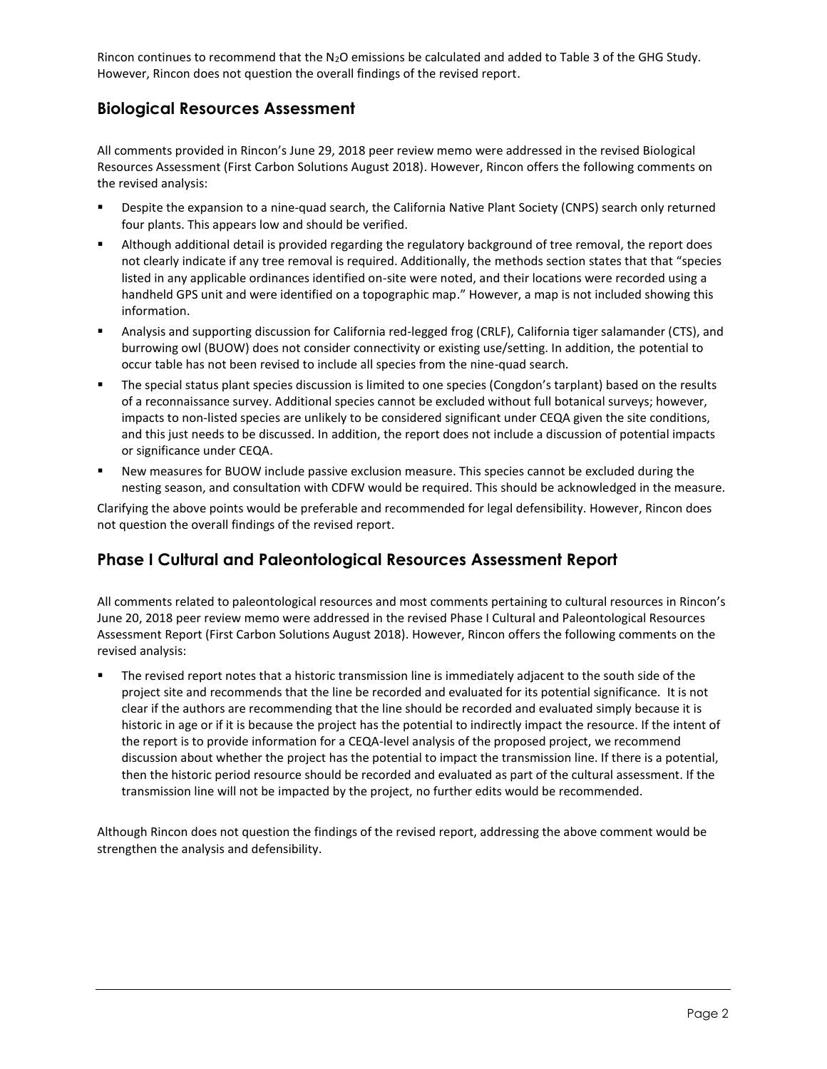Rincon continues to recommend that the $N_2O$ emissions be calculated and added to Table 3 of the GHG Study. However, Rincon does not question the overall findings of the revised report.

## Biological Resources Assessment

All comments provided in Rincon's June 29, 2018 peer review memo were addressed in the revised Biological Resources Assessment (First Carbon Solutions August 2018). However, Rincon offers the following comments on the revised analysis:

- Despite the expansion to a nine-quad search, the California Native Plant Society (CNPS) search only returned four plants. This appears low and should be verified.
- Although additional detail is provided regarding the regulatory background of tree removal, the report does not clearly indicate if any tree removal is required. Additionally, the methods section states that that "species listed in any applicable ordinances identified on-site were noted, and their locations were recorded using a handheld GPS unit and were identified on a topographic map." However, a map is not included showing this information.
- Analysis and supporting discussion for California red-legged frog (CRLF), California tiger salamander (CTS), and burrowing owl (BUOW) does not consider connectivity or existing use/setting. In addition, the potential to occur table has not been revised to include all species from the nine-quad search.
- The special status plant species discussion is limited to one species (Congdon's tarplant) based on the results of a reconnaissance survey. Additional species cannot be excluded without full botanical surveys; however, impacts to non-listed species are unlikely to be considered significant under CEQA given the site conditions, and this just needs to be discussed. In addition, the report does not include a discussion of potential impacts or significance under CEQA.
- New measures for BUOW include passive exclusion measure. This species cannot be excluded during the nesting season, and consultation with CDFW would be required. This should be acknowledged in the measure.

Clarifying the above points would be preferable and recommended for legal defensibility. However, Rincon does not question the overall findings of the revised report.

## Phase I Cultural and Paleontological Resources Assessment Report

All comments related to paleontological resources and most comments pertaining to cultural resources in Rincon's June 20, 2018 peer review memo were addressed in the revised Phase I Cultural and Paleontological Resources Assessment Report (First Carbon Solutions August 2018). However, Rincon offers the following comments on the revised analysis:

- The revised report notes that a historic transmission line is immediately adjacent to the south side of the project site and recommends that the line be recorded and evaluated for its potential significance. It is not clear if the authors are recommending that the line should be recorded and evaluated simply because it is historic in age or if it is because the project has the potential to indirectly impact the resource. If the intent of the report is to provide information for a CEQA-level analysis of the proposed project, we recommend discussion about whether the project has the potential to impact the transmission line. If there is a potential, then the historic period resource should be recorded and evaluated as part of the cultural assessment. If the transmission line will not be impacted by the project, no further edits would be recommended.

Although Rincon does not question the findings of the revised report, addressing the above comment would be strengthen the analysis and defensibility.